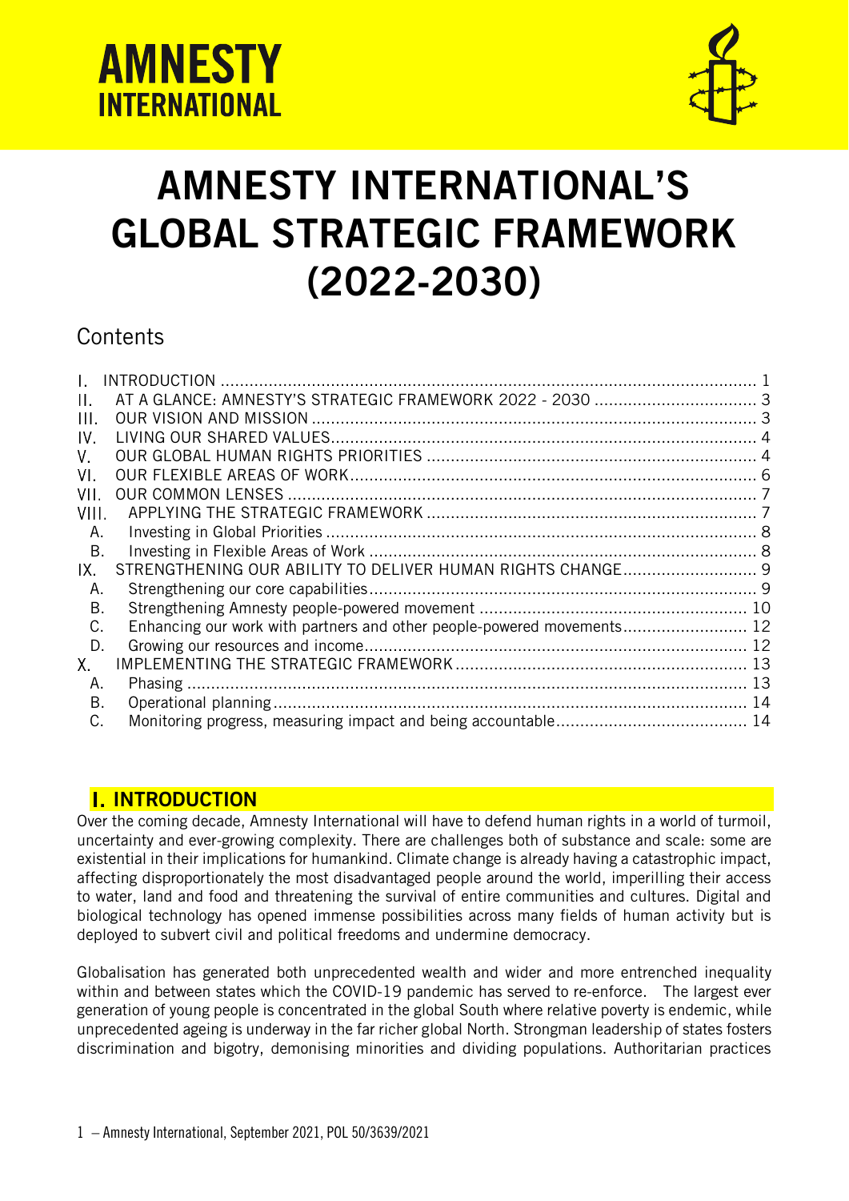AMNESTY INTERNATIONAL

# AMNESTY INTERNATIONAL'S GLOBAL STRATEGIC FRAMEWORK (2022-2030)

## Contents

I. INTRODUCTION ..... 1
II. AT A GLANCE: AMNESTY'S STRATEGIC FRAMEWORK 2022 - 2030 ..... 3
III. OUR VISION AND MISSION ..... 3
IV. LIVING OUR SHARED VALUES ..... 4
V. OUR GLOBAL HUMAN RIGHTS PRIORITIES ..... 4
VI. OUR FLEXIBLE AREAS OF WORK ..... 6
VII. OUR COMMON LENSES ..... 7
VIII. APPLYING THE STRATEGIC FRAMEWORK ..... 7
  A. Investing in Global Priorities ..... 8
  B. Investing in Flexible Areas of Work ..... 8
IX. STRENGTHENING OUR ABILITY TO DELIVER HUMAN RIGHTS CHANGE ..... 9
  A. Strengthening our core capabilities ..... 9
  B. Strengthening Amnesty people-powered movement ..... 10
  C. Enhancing our work with partners and other people-powered movements ..... 12
  D. Growing our resources and income ..... 12
X. IMPLEMENTING THE STRATEGIC FRAMEWORK ..... 13
  A. Phasing ..... 13
  B. Operational planning ..... 14
  C. Monitoring progress, measuring impact and being accountable ..... 14

## I. INTRODUCTION

Over the coming decade, Amnesty International will have to defend human rights in a world of turmoil, uncertainty and ever-growing complexity. There are challenges both of substance and scale: some are existential in their implications for humankind. Climate change is already having a catastrophic impact, affecting disproportionately the most disadvantaged people around the world, imperilling their access to water, land and food and threatening the survival of entire communities and cultures. Digital and biological technology has opened immense possibilities across many fields of human activity but is deployed to subvert civil and political freedoms and undermine democracy.

Globalisation has generated both unprecedented wealth and wider and more entrenched inequality within and between states which the COVID-19 pandemic has served to re-enforce. The largest ever generation of young people is concentrated in the global South where relative poverty is endemic, while unprecedented ageing is underway in the far richer global North. Strongman leadership of states fosters discrimination and bigotry, demonising minorities and dividing populations. Authoritarian practices

1 – Amnesty International, September 2021, POL 50/3639/2021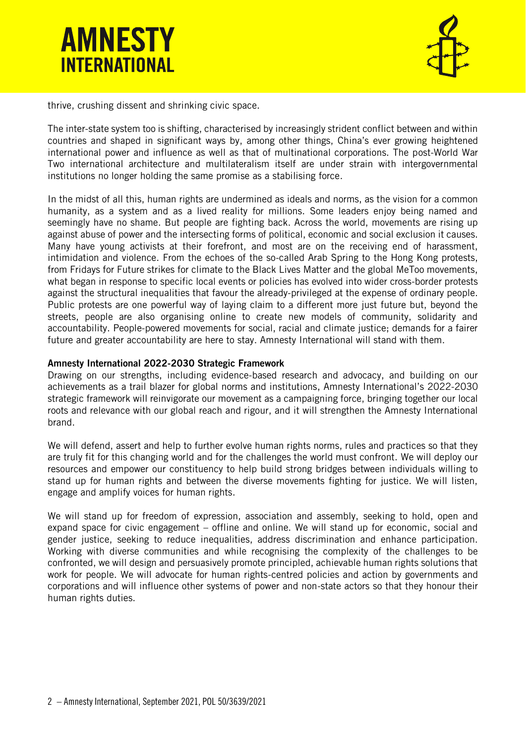thrive, crushing dissent and shrinking civic space.

The inter-state system too is shifting, characterised by increasingly strident conflict between and within countries and shaped in significant ways by, among other things, China's ever growing heightened international power and influence as well as that of multinational corporations. The post-World War Two international architecture and multilateralism itself are under strain with intergovernmental institutions no longer holding the same promise as a stabilising force.

In the midst of all this, human rights are undermined as ideals and norms, as the vision for a common humanity, as a system and as a lived reality for millions. Some leaders enjoy being named and seemingly have no shame. But people are fighting back. Across the world, movements are rising up against abuse of power and the intersecting forms of political, economic and social exclusion it causes. Many have young activists at their forefront, and most are on the receiving end of harassment, intimidation and violence. From the echoes of the so-called Arab Spring to the Hong Kong protests, from Fridays for Future strikes for climate to the Black Lives Matter and the global MeToo movements, what began in response to specific local events or policies has evolved into wider cross-border protests against the structural inequalities that favour the already-privileged at the expense of ordinary people. Public protests are one powerful way of laying claim to a different more just future but, beyond the streets, people are also organising online to create new models of community, solidarity and accountability. People-powered movements for social, racial and climate justice; demands for a fairer future and greater accountability are here to stay. Amnesty International will stand with them.

**Amnesty International 2022-2030 Strategic Framework**

Drawing on our strengths, including evidence-based research and advocacy, and building on our achievements as a trail blazer for global norms and institutions, Amnesty International's 2022-2030 strategic framework will reinvigorate our movement as a campaigning force, bringing together our local roots and relevance with our global reach and rigour, and it will strengthen the Amnesty International brand.

We will defend, assert and help to further evolve human rights norms, rules and practices so that they are truly fit for this changing world and for the challenges the world must confront. We will deploy our resources and empower our constituency to help build strong bridges between individuals willing to stand up for human rights and between the diverse movements fighting for justice. We will listen, engage and amplify voices for human rights.

We will stand up for freedom of expression, association and assembly, seeking to hold, open and expand space for civic engagement – offline and online. We will stand up for economic, social and gender justice, seeking to reduce inequalities, address discrimination and enhance participation. Working with diverse communities and while recognising the complexity of the challenges to be confronted, we will design and persuasively promote principled, achievable human rights solutions that work for people. We will advocate for human rights-centred policies and action by governments and corporations and will influence other systems of power and non-state actors so that they honour their human rights duties.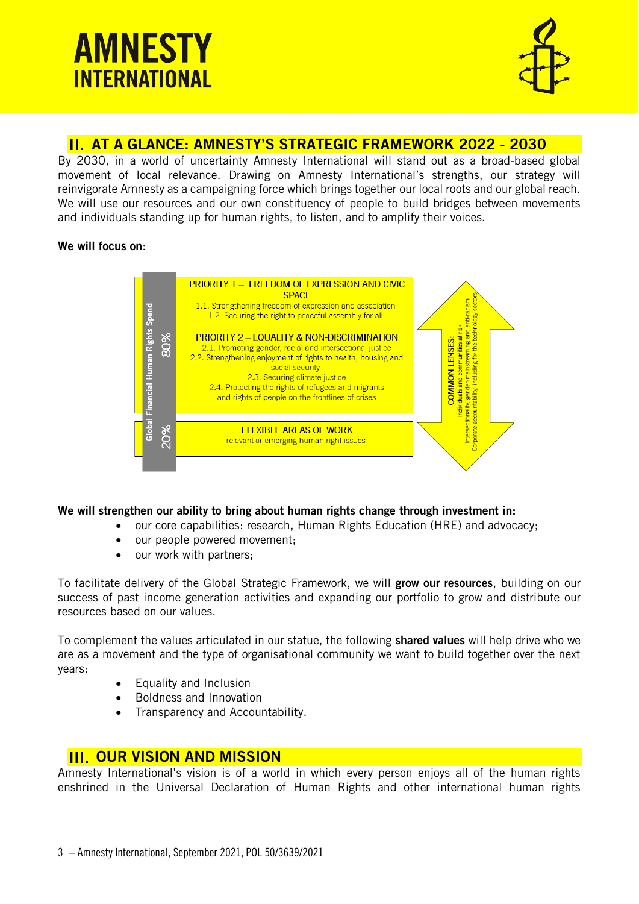## II. AT A GLANCE: AMNESTY'S STRATEGIC FRAMEWORK 2022 - 2030

By 2030, in a world of uncertainty Amnesty International will stand out as a broad-based global movement of local relevance. Drawing on Amnesty International's strengths, our strategy will reinvigorate Amnesty as a campaigning force which brings together our local roots and our global reach. We will use our resources and our own constituency of people to build bridges between movements and individuals standing up for human rights, to listen, and to amplify their voices.

**We will focus on**:

Global Financial Human Rights Spend

**80%**

PRIORITY 1 – FREEDOM OF EXPRESSION AND CIVIC SPACE
- 1.1. Strengthening freedom of expression and association
- 1.2. Securing the right to peaceful assembly for all

PRIORITY 2 – EQUALITY & NON-DISCRIMINATION
- 2.1. Promoting gender, racial and intersectional justice
- 2.2. Strengthening enjoyment of rights to health, housing and social security
- 2.3. Securing climate justice
- 2.4. Protecting the rights of refugees and migrants and rights of people on the frontlines of crises

**20%**

FLEXIBLE AREAS OF WORK
relevant or emerging human right issues

COMMON LENSES:
Individuals and communities at risk
Intersectionality, gender-mainstreaming and anti-racism
Corporate accountability, including for the technology sectors

**We will strengthen our ability to bring about human rights change through investment in:**

- our core capabilities: research, Human Rights Education (HRE) and advocacy;
- our people powered movement;
- our work with partners;

To facilitate delivery of the Global Strategic Framework, we will **grow our resources**, building on our success of past income generation activities and expanding our portfolio to grow and distribute our resources based on our values.

To complement the values articulated in our statue, the following **shared values** will help drive who we are as a movement and the type of organisational community we want to build together over the next years:

- Equality and Inclusion
- Boldness and Innovation
- Transparency and Accountability.

## III. OUR VISION AND MISSION

Amnesty International's vision is of a world in which every person enjoys all of the human rights enshrined in the Universal Declaration of Human Rights and other international human rights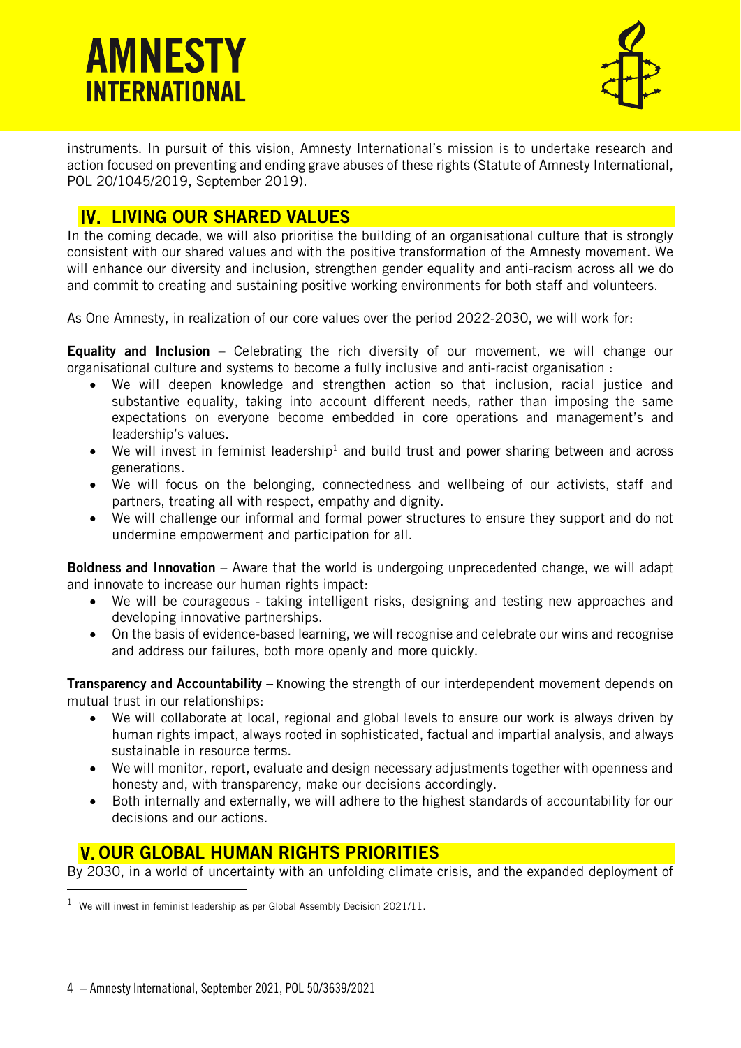instruments. In pursuit of this vision, Amnesty International's mission is to undertake research and action focused on preventing and ending grave abuses of these rights (Statute of Amnesty International, POL 20/1045/2019, September 2019).

## IV. LIVING OUR SHARED VALUES

In the coming decade, we will also prioritise the building of an organisational culture that is strongly consistent with our shared values and with the positive transformation of the Amnesty movement. We will enhance our diversity and inclusion, strengthen gender equality and anti-racism across all we do and commit to creating and sustaining positive working environments for both staff and volunteers.

As One Amnesty, in realization of our core values over the period 2022-2030, we will work for:

**Equality and Inclusion** – Celebrating the rich diversity of our movement, we will change our organisational culture and systems to become a fully inclusive and anti-racist organisation :

- We will deepen knowledge and strengthen action so that inclusion, racial justice and substantive equality, taking into account different needs, rather than imposing the same expectations on everyone become embedded in core operations and management's and leadership's values.
- We will invest in feminist leadership[1] and build trust and power sharing between and across generations.
- We will focus on the belonging, connectedness and wellbeing of our activists, staff and partners, treating all with respect, empathy and dignity.
- We will challenge our informal and formal power structures to ensure they support and do not undermine empowerment and participation for all.

**Boldness and Innovation** – Aware that the world is undergoing unprecedented change, we will adapt and innovate to increase our human rights impact:

- We will be courageous - taking intelligent risks, designing and testing new approaches and developing innovative partnerships.
- On the basis of evidence-based learning, we will recognise and celebrate our wins and recognise and address our failures, both more openly and more quickly.

**Transparency and Accountability** – Knowing the strength of our interdependent movement depends on mutual trust in our relationships:

- We will collaborate at local, regional and global levels to ensure our work is always driven by human rights impact, always rooted in sophisticated, factual and impartial analysis, and always sustainable in resource terms.
- We will monitor, report, evaluate and design necessary adjustments together with openness and honesty and, with transparency, make our decisions accordingly.
- Both internally and externally, we will adhere to the highest standards of accountability for our decisions and our actions.

## V. OUR GLOBAL HUMAN RIGHTS PRIORITIES

By 2030, in a world of uncertainty with an unfolding climate crisis, and the expanded deployment of

[1] We will invest in feminist leadership as per Global Assembly Decision 2021/11.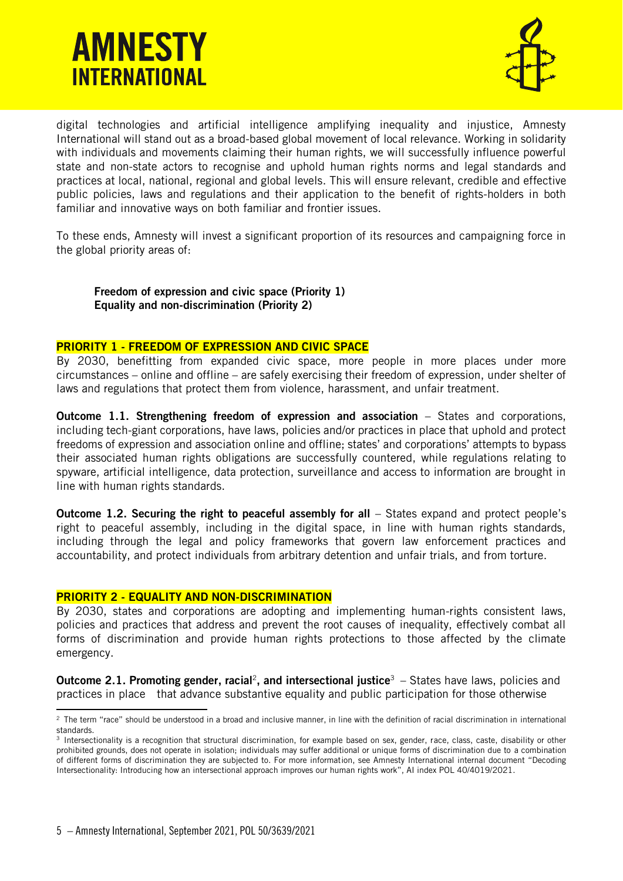digital technologies and artificial intelligence amplifying inequality and injustice, Amnesty International will stand out as a broad-based global movement of local relevance. Working in solidarity with individuals and movements claiming their human rights, we will successfully influence powerful state and non-state actors to recognise and uphold human rights norms and legal standards and practices at local, national, regional and global levels. This will ensure relevant, credible and effective public policies, laws and regulations and their application to the benefit of rights-holders in both familiar and innovative ways on both familiar and frontier issues.

To these ends, Amnesty will invest a significant proportion of its resources and campaigning force in the global priority areas of:

> **Freedom of expression and civic space (Priority 1)**
> **Equality and non-discrimination (Priority 2)**

## PRIORITY 1 - FREEDOM OF EXPRESSION AND CIVIC SPACE

By 2030, benefitting from expanded civic space, more people in more places under more circumstances – online and offline – are safely exercising their freedom of expression, under shelter of laws and regulations that protect them from violence, harassment, and unfair treatment.

**Outcome 1.1. Strengthening freedom of expression and association** – States and corporations, including tech-giant corporations, have laws, policies and/or practices in place that uphold and protect freedoms of expression and association online and offline; states' and corporations' attempts to bypass their associated human rights obligations are successfully countered, while regulations relating to spyware, artificial intelligence, data protection, surveillance and access to information are brought in line with human rights standards.

**Outcome 1.2. Securing the right to peaceful assembly for all** – States expand and protect people's right to peaceful assembly, including in the digital space, in line with human rights standards, including through the legal and policy frameworks that govern law enforcement practices and accountability, and protect individuals from arbitrary detention and unfair trials, and from torture.

## PRIORITY 2 - EQUALITY AND NON-DISCRIMINATION

By 2030, states and corporations are adopting and implementing human-rights consistent laws, policies and practices that address and prevent the root causes of inequality, effectively combat all forms of discrimination and provide human rights protections to those affected by the climate emergency.

**Outcome 2.1. Promoting gender, racial[2], and intersectional justice[3]** – States have laws, policies and practices in place that advance substantive equality and public participation for those otherwise

[2] The term "race" should be understood in a broad and inclusive manner, in line with the definition of racial discrimination in international standards.

[3] Intersectionality is a recognition that structural discrimination, for example based on sex, gender, race, class, caste, disability or other prohibited grounds, does not operate in isolation; individuals may suffer additional or unique forms of discrimination due to a combination of different forms of discrimination they are subjected to. For more information, see Amnesty International internal document "Decoding Intersectionality: Introducing how an intersectional approach improves our human rights work", AI index POL 40/4019/2021.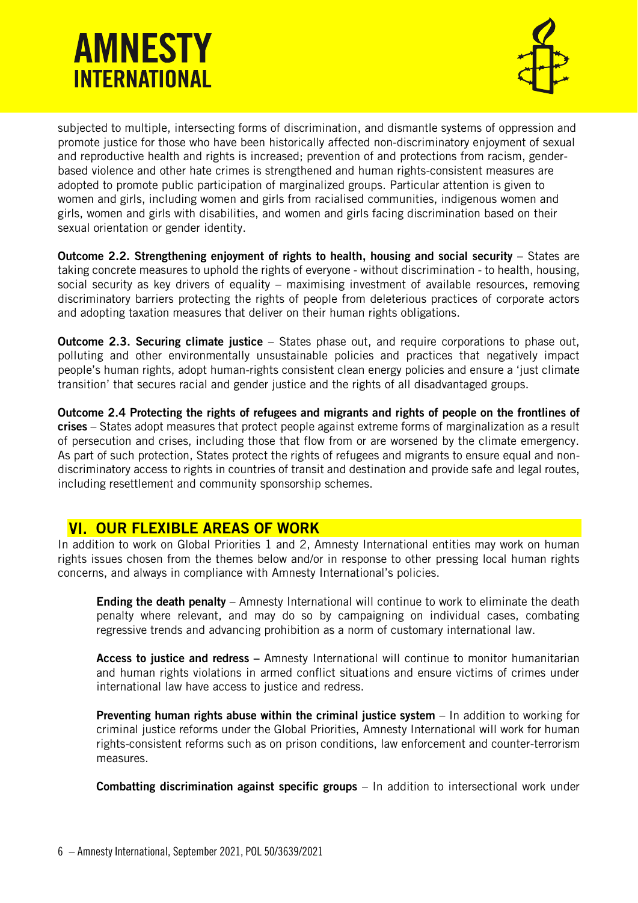subjected to multiple, intersecting forms of discrimination, and dismantle systems of oppression and promote justice for those who have been historically affected non-discriminatory enjoyment of sexual and reproductive health and rights is increased; prevention of and protections from racism, gender-based violence and other hate crimes is strengthened and human rights-consistent measures are adopted to promote public participation of marginalized groups. Particular attention is given to women and girls, including women and girls from racialised communities, indigenous women and girls, women and girls with disabilities, and women and girls facing discrimination based on their sexual orientation or gender identity.

**Outcome 2.2. Strengthening enjoyment of rights to health, housing and social security** – States are taking concrete measures to uphold the rights of everyone - without discrimination - to health, housing, social security as key drivers of equality – maximising investment of available resources, removing discriminatory barriers protecting the rights of people from deleterious practices of corporate actors and adopting taxation measures that deliver on their human rights obligations.

**Outcome 2.3. Securing climate justice** – States phase out, and require corporations to phase out, polluting and other environmentally unsustainable policies and practices that negatively impact people's human rights, adopt human-rights consistent clean energy policies and ensure a 'just climate transition' that secures racial and gender justice and the rights of all disadvantaged groups.

**Outcome 2.4 Protecting the rights of refugees and migrants and rights of people on the frontlines of crises** – States adopt measures that protect people against extreme forms of marginalization as a result of persecution and crises, including those that flow from or are worsened by the climate emergency. As part of such protection, States protect the rights of refugees and migrants to ensure equal and non-discriminatory access to rights in countries of transit and destination and provide safe and legal routes, including resettlement and community sponsorship schemes.

## VI. OUR FLEXIBLE AREAS OF WORK

In addition to work on Global Priorities 1 and 2, Amnesty International entities may work on human rights issues chosen from the themes below and/or in response to other pressing local human rights concerns, and always in compliance with Amnesty International's policies.

**Ending the death penalty** – Amnesty International will continue to work to eliminate the death penalty where relevant, and may do so by campaigning on individual cases, combating regressive trends and advancing prohibition as a norm of customary international law.

**Access to justice and redress –** Amnesty International will continue to monitor humanitarian and human rights violations in armed conflict situations and ensure victims of crimes under international law have access to justice and redress.

**Preventing human rights abuse within the criminal justice system** – In addition to working for criminal justice reforms under the Global Priorities, Amnesty International will work for human rights-consistent reforms such as on prison conditions, law enforcement and counter-terrorism measures.

**Combatting discrimination against specific groups** – In addition to intersectional work under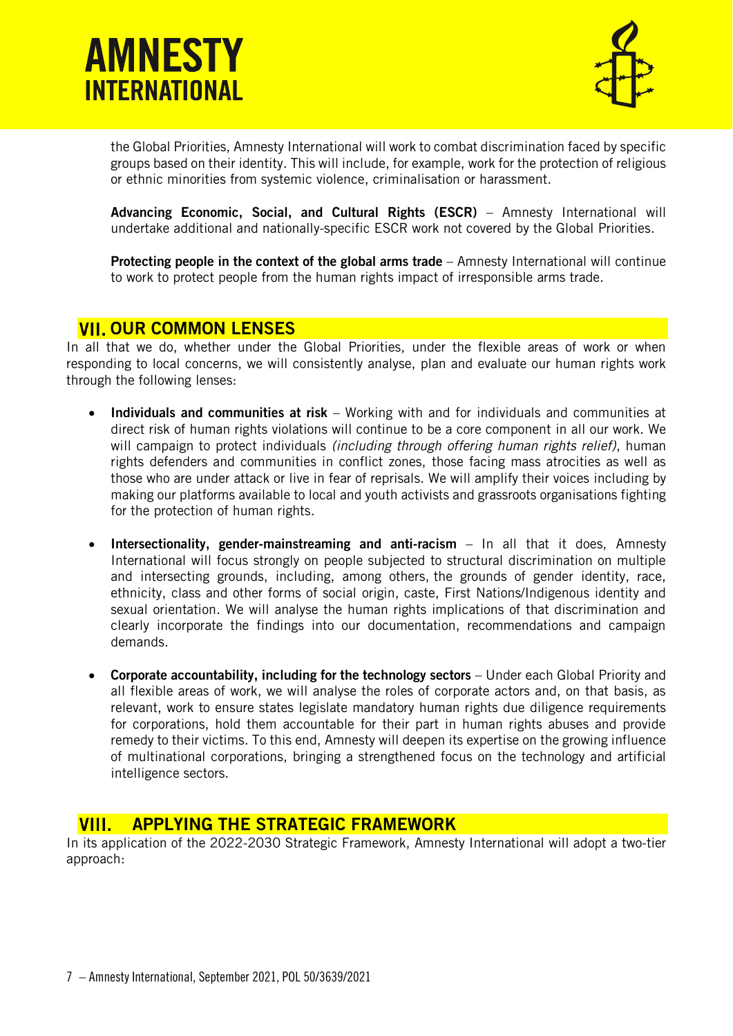the Global Priorities, Amnesty International will work to combat discrimination faced by specific groups based on their identity. This will include, for example, work for the protection of religious or ethnic minorities from systemic violence, criminalisation or harassment.

**Advancing Economic, Social, and Cultural Rights (ESCR)** – Amnesty International will undertake additional and nationally-specific ESCR work not covered by the Global Priorities.

**Protecting people in the context of the global arms trade** – Amnesty International will continue to work to protect people from the human rights impact of irresponsible arms trade.

## VII. OUR COMMON LENSES

In all that we do, whether under the Global Priorities, under the flexible areas of work or when responding to local concerns, we will consistently analyse, plan and evaluate our human rights work through the following lenses:

- **Individuals and communities at risk** – Working with and for individuals and communities at direct risk of human rights violations will continue to be a core component in all our work. We will campaign to protect individuals *(including through offering human rights relief)*, human rights defenders and communities in conflict zones, those facing mass atrocities as well as those who are under attack or live in fear of reprisals. We will amplify their voices including by making our platforms available to local and youth activists and grassroots organisations fighting for the protection of human rights.

- **Intersectionality, gender-mainstreaming and anti-racism** – In all that it does, Amnesty International will focus strongly on people subjected to structural discrimination on multiple and intersecting grounds, including, among others, the grounds of gender identity, race, ethnicity, class and other forms of social origin, caste, First Nations/Indigenous identity and sexual orientation. We will analyse the human rights implications of that discrimination and clearly incorporate the findings into our documentation, recommendations and campaign demands.

- **Corporate accountability, including for the technology sectors** – Under each Global Priority and all flexible areas of work, we will analyse the roles of corporate actors and, on that basis, as relevant, work to ensure states legislate mandatory human rights due diligence requirements for corporations, hold them accountable for their part in human rights abuses and provide remedy to their victims. To this end, Amnesty will deepen its expertise on the growing influence of multinational corporations, bringing a strengthened focus on the technology and artificial intelligence sectors.

## VIII. APPLYING THE STRATEGIC FRAMEWORK

In its application of the 2022-2030 Strategic Framework, Amnesty International will adopt a two-tier approach: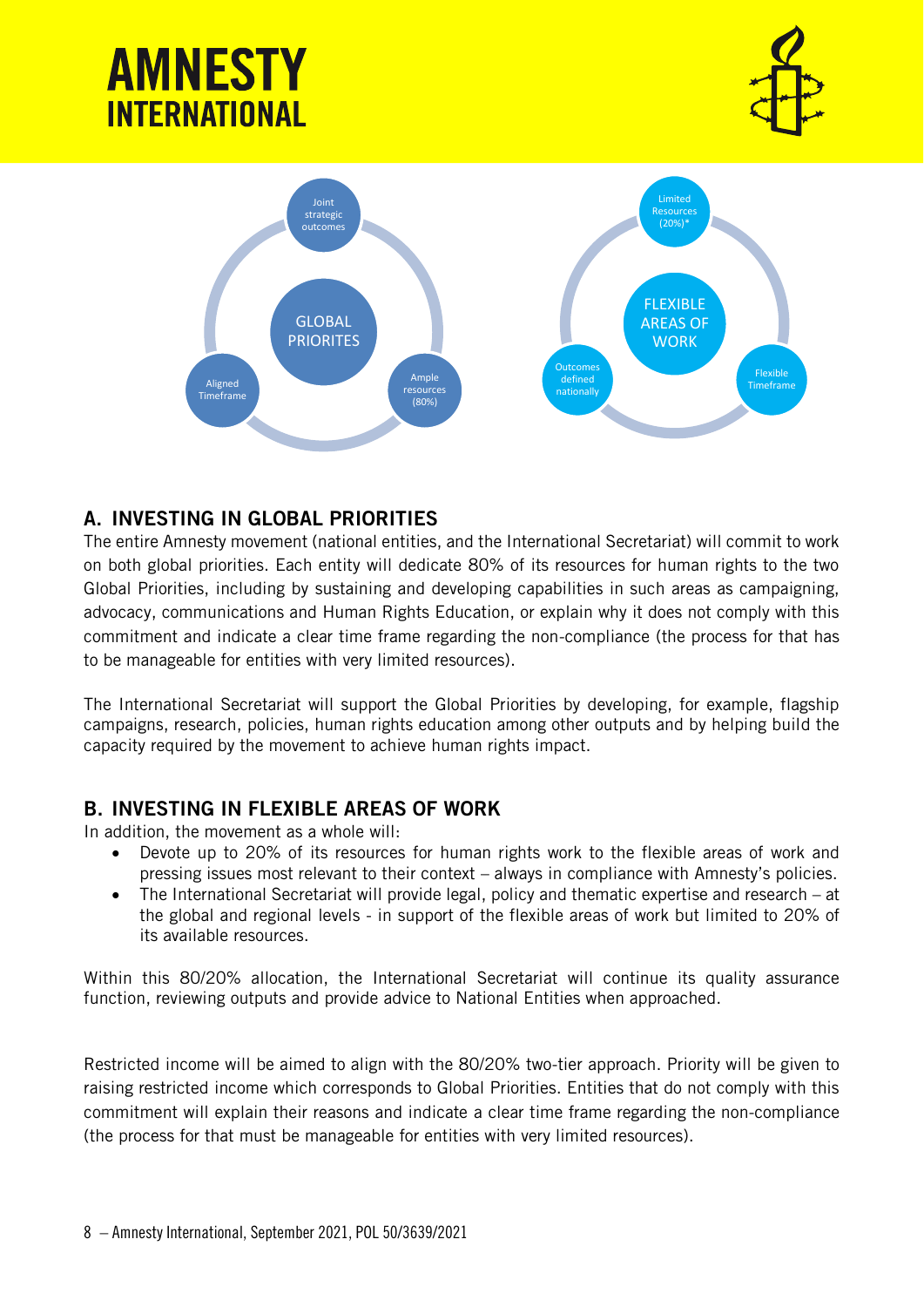GLOBAL PRIORITIES

Joint strategic outcomes

Ample resources (80%)

Aligned Timeframe

FLEXIBLE AREAS OF WORK

Limited Resources (20%)*

Flexible Timeframe

Outcomes defined nationally

## A. INVESTING IN GLOBAL PRIORITIES

The entire Amnesty movement (national entities, and the International Secretariat) will commit to work on both global priorities. Each entity will dedicate 80% of its resources for human rights to the two Global Priorities, including by sustaining and developing capabilities in such areas as campaigning, advocacy, communications and Human Rights Education, or explain why it does not comply with this commitment and indicate a clear time frame regarding the non-compliance (the process for that has to be manageable for entities with very limited resources).

The International Secretariat will support the Global Priorities by developing, for example, flagship campaigns, research, policies, human rights education among other outputs and by helping build the capacity required by the movement to achieve human rights impact.

## B. INVESTING IN FLEXIBLE AREAS OF WORK

In addition, the movement as a whole will:

- Devote up to 20% of its resources for human rights work to the flexible areas of work and pressing issues most relevant to their context – always in compliance with Amnesty's policies.
- The International Secretariat will provide legal, policy and thematic expertise and research – at the global and regional levels - in support of the flexible areas of work but limited to 20% of its available resources.

Within this 80/20% allocation, the International Secretariat will continue its quality assurance function, reviewing outputs and provide advice to National Entities when approached.

Restricted income will be aimed to align with the 80/20% two-tier approach. Priority will be given to raising restricted income which corresponds to Global Priorities. Entities that do not comply with this commitment will explain their reasons and indicate a clear time frame regarding the non-compliance (the process for that must be manageable for entities with very limited resources).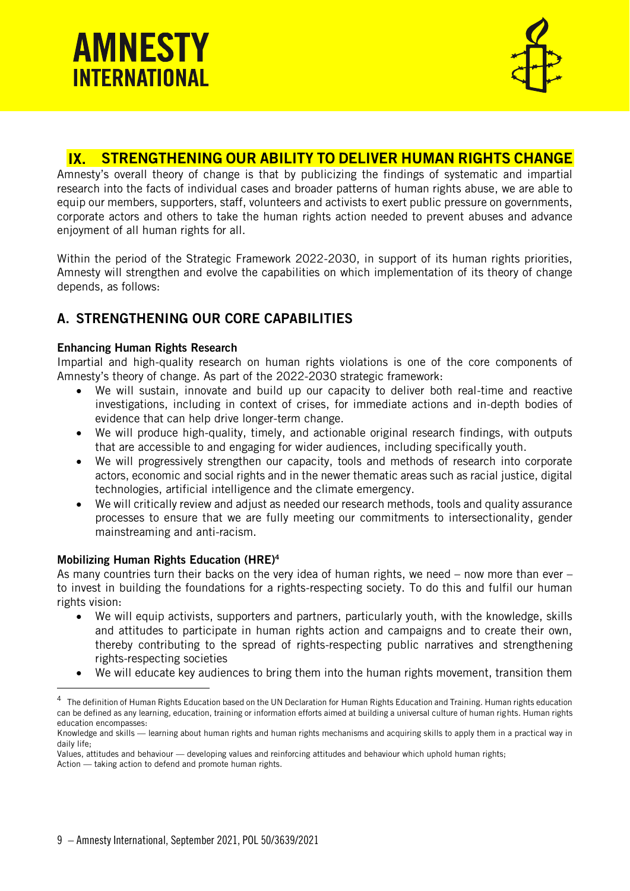# IX. STRENGTHENING OUR ABILITY TO DELIVER HUMAN RIGHTS CHANGE

Amnesty's overall theory of change is that by publicizing the findings of systematic and impartial research into the facts of individual cases and broader patterns of human rights abuse, we are able to equip our members, supporters, staff, volunteers and activists to exert public pressure on governments, corporate actors and others to take the human rights action needed to prevent abuses and advance enjoyment of all human rights for all.

Within the period of the Strategic Framework 2022-2030, in support of its human rights priorities, Amnesty will strengthen and evolve the capabilities on which implementation of its theory of change depends, as follows:

## A. STRENGTHENING OUR CORE CAPABILITIES

### Enhancing Human Rights Research

Impartial and high-quality research on human rights violations is one of the core components of Amnesty's theory of change. As part of the 2022-2030 strategic framework:

- We will sustain, innovate and build up our capacity to deliver both real-time and reactive investigations, including in context of crises, for immediate actions and in-depth bodies of evidence that can help drive longer-term change.
- We will produce high-quality, timely, and actionable original research findings, with outputs that are accessible to and engaging for wider audiences, including specifically youth.
- We will progressively strengthen our capacity, tools and methods of research into corporate actors, economic and social rights and in the newer thematic areas such as racial justice, digital technologies, artificial intelligence and the climate emergency.
- We will critically review and adjust as needed our research methods, tools and quality assurance processes to ensure that we are fully meeting our commitments to intersectionality, gender mainstreaming and anti-racism.

### Mobilizing Human Rights Education (HRE)[4]

As many countries turn their backs on the very idea of human rights, we need – now more than ever – to invest in building the foundations for a rights-respecting society. To do this and fulfil our human rights vision:

- We will equip activists, supporters and partners, particularly youth, with the knowledge, skills and attitudes to participate in human rights action and campaigns and to create their own, thereby contributing to the spread of rights-respecting public narratives and strengthening rights-respecting societies
- We will educate key audiences to bring them into the human rights movement, transition them

---

[4] The definition of Human Rights Education based on the UN Declaration for Human Rights Education and Training. Human rights education can be defined as any learning, education, training or information efforts aimed at building a universal culture of human rights. Human rights education encompasses:
Knowledge and skills — learning about human rights and human rights mechanisms and acquiring skills to apply them in a practical way in daily life;
Values, attitudes and behaviour — developing values and reinforcing attitudes and behaviour which uphold human rights;
Action — taking action to defend and promote human rights.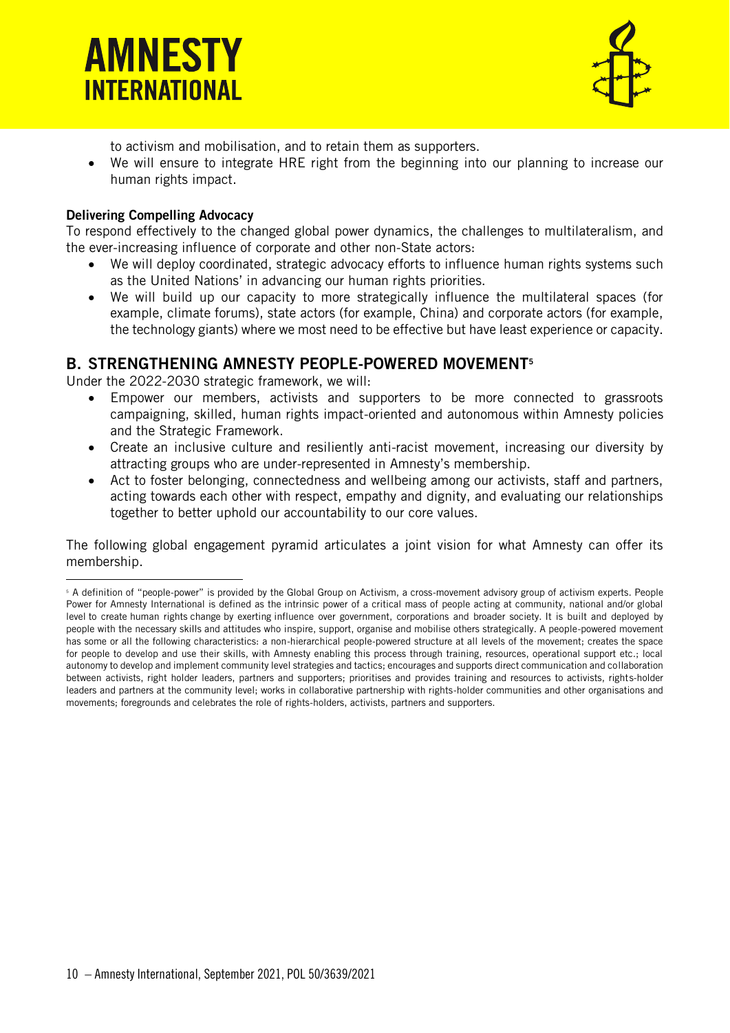to activism and mobilisation, and to retain them as supporters.

- We will ensure to integrate HRE right from the beginning into our planning to increase our human rights impact.

**Delivering Compelling Advocacy**

To respond effectively to the changed global power dynamics, the challenges to multilateralism, and the ever-increasing influence of corporate and other non-State actors:

- We will deploy coordinated, strategic advocacy efforts to influence human rights systems such as the United Nations' in advancing our human rights priorities.
- We will build up our capacity to more strategically influence the multilateral spaces (for example, climate forums), state actors (for example, China) and corporate actors (for example, the technology giants) where we most need to be effective but have least experience or capacity.

## B. STRENGTHENING AMNESTY PEOPLE-POWERED MOVEMENT[5]

Under the 2022-2030 strategic framework, we will:

- Empower our members, activists and supporters to be more connected to grassroots campaigning, skilled, human rights impact-oriented and autonomous within Amnesty policies and the Strategic Framework.
- Create an inclusive culture and resiliently anti-racist movement, increasing our diversity by attracting groups who are under-represented in Amnesty's membership.
- Act to foster belonging, connectedness and wellbeing among our activists, staff and partners, acting towards each other with respect, empathy and dignity, and evaluating our relationships together to better uphold our accountability to our core values.

The following global engagement pyramid articulates a joint vision for what Amnesty can offer its membership.

---

[5] A definition of "people-power" is provided by the Global Group on Activism, a cross-movement advisory group of activism experts. People Power for Amnesty International is defined as the intrinsic power of a critical mass of people acting at community, national and/or global level to create human rights change by exerting influence over government, corporations and broader society. It is built and deployed by people with the necessary skills and attitudes who inspire, support, organise and mobilise others strategically. A people-powered movement has some or all the following characteristics: a non-hierarchical people-powered structure at all levels of the movement; creates the space for people to develop and use their skills, with Amnesty enabling this process through training, resources, operational support etc.; local autonomy to develop and implement community level strategies and tactics; encourages and supports direct communication and collaboration between activists, right holder leaders, partners and supporters; prioritises and provides training and resources to activists, rights-holder leaders and partners at the community level; works in collaborative partnership with rights-holder communities and other organisations and movements; foregrounds and celebrates the role of rights-holders, activists, partners and supporters.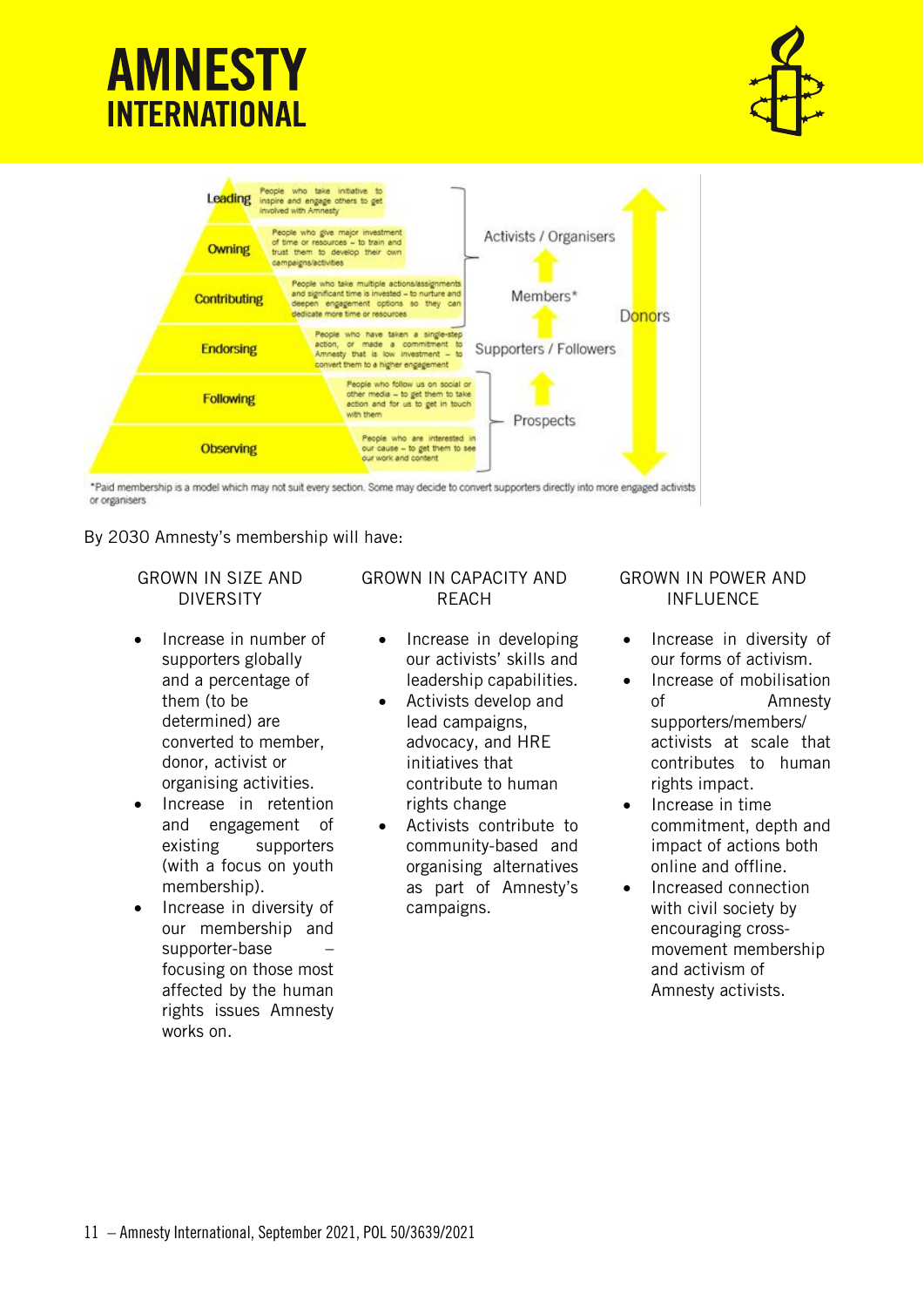| Level | Description | Group |
| --- | --- | --- |
| Leading | People who take initiative to inspire and engage others to get involved with Amnesty | Activists / Organisers |
| Owning | People who give major investment of time or resources – to train and trust them to develop their own campaigns/activities | Activists / Organisers |
| Contributing | People who take multiple actions/assignments and significant time is invested – to nurture and deepen engagement options so they can dedicate more time or resources | Members* |
| Endorsing | People who have taken a single-step action, or made a commitment to Amnesty that is low investment – to convert them to a higher engagement | Supporters / Followers |
| Following | People who follow us on social or other media – to get them to take action and for us to get in touch with them | Prospects |
| Observing | People who are interested in our cause – to get them to see our work and content | Prospects |

Donors

*Paid membership is a model which may not suit every section. Some may decide to convert supporters directly into more engaged activists or organisers

By 2030 Amnesty's membership will have:

**GROWN IN SIZE AND DIVERSITY**

- Increase in number of supporters globally and a percentage of them (to be determined) are converted to member, donor, activist or organising activities.
- Increase in retention and engagement of existing supporters (with a focus on youth membership).
- Increase in diversity of our membership and supporter-base – focusing on those most affected by the human rights issues Amnesty works on.

**GROWN IN CAPACITY AND REACH**

- Increase in developing our activists' skills and leadership capabilities.
- Activists develop and lead campaigns, advocacy, and HRE initiatives that contribute to human rights change
- Activists contribute to community-based and organising alternatives as part of Amnesty's campaigns.

**GROWN IN POWER AND INFLUENCE**

- Increase in diversity of our forms of activism.
- Increase of mobilisation of Amnesty supporters/members/ activists at scale that contributes to human rights impact.
- Increase in time commitment, depth and impact of actions both online and offline.
- Increased connection with civil society by encouraging cross-movement membership and activism of Amnesty activists.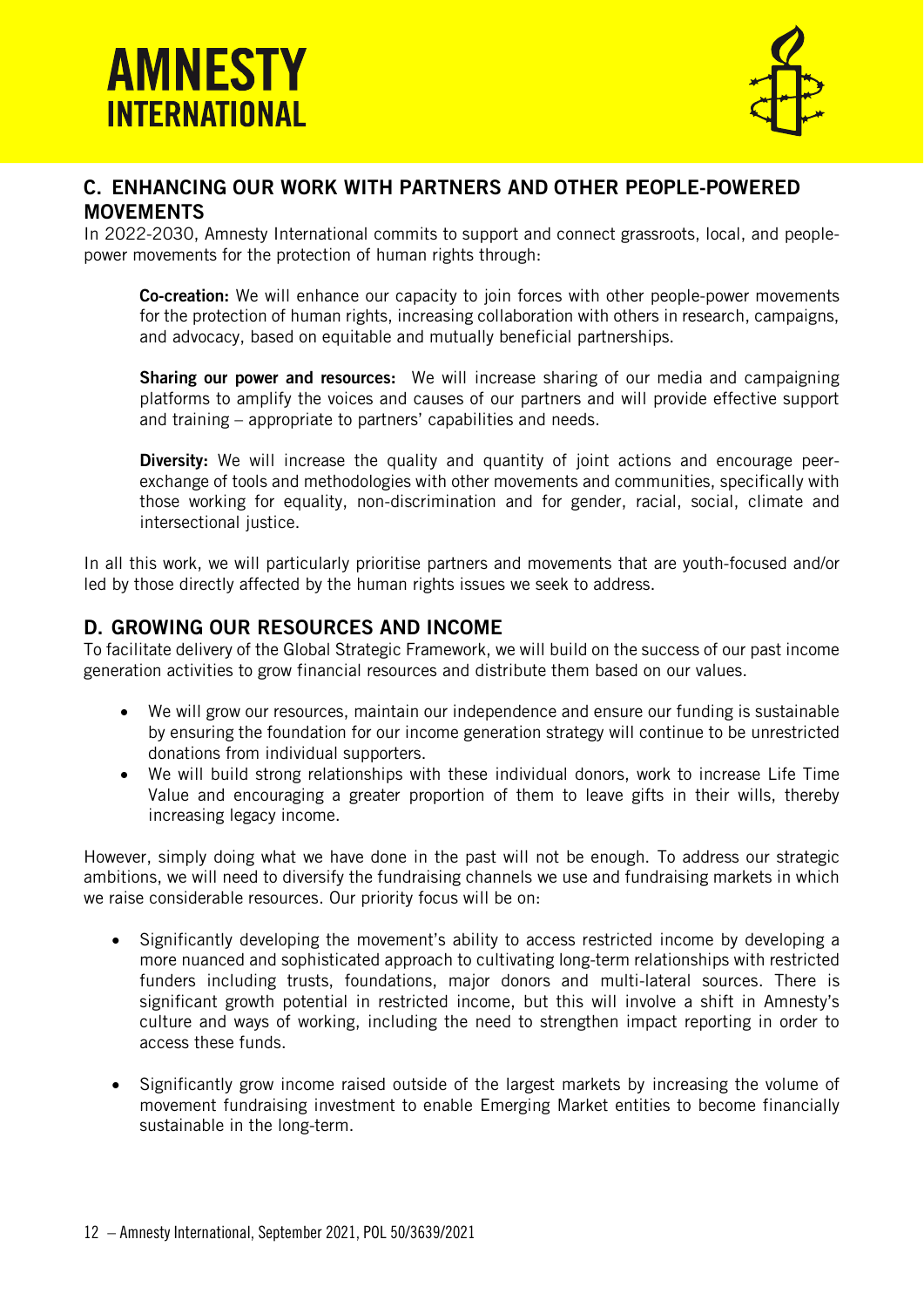## C. ENHANCING OUR WORK WITH PARTNERS AND OTHER PEOPLE-POWERED MOVEMENTS

In 2022-2030, Amnesty International commits to support and connect grassroots, local, and people-power movements for the protection of human rights through:

**Co-creation:** We will enhance our capacity to join forces with other people-power movements for the protection of human rights, increasing collaboration with others in research, campaigns, and advocacy, based on equitable and mutually beneficial partnerships.

**Sharing our power and resources:** We will increase sharing of our media and campaigning platforms to amplify the voices and causes of our partners and will provide effective support and training – appropriate to partners' capabilities and needs.

**Diversity:** We will increase the quality and quantity of joint actions and encourage peer-exchange of tools and methodologies with other movements and communities, specifically with those working for equality, non-discrimination and for gender, racial, social, climate and intersectional justice.

In all this work, we will particularly prioritise partners and movements that are youth-focused and/or led by those directly affected by the human rights issues we seek to address.

## D. GROWING OUR RESOURCES AND INCOME

To facilitate delivery of the Global Strategic Framework, we will build on the success of our past income generation activities to grow financial resources and distribute them based on our values.

- We will grow our resources, maintain our independence and ensure our funding is sustainable by ensuring the foundation for our income generation strategy will continue to be unrestricted donations from individual supporters.
- We will build strong relationships with these individual donors, work to increase Life Time Value and encouraging a greater proportion of them to leave gifts in their wills, thereby increasing legacy income.

However, simply doing what we have done in the past will not be enough. To address our strategic ambitions, we will need to diversify the fundraising channels we use and fundraising markets in which we raise considerable resources. Our priority focus will be on:

- Significantly developing the movement's ability to access restricted income by developing a more nuanced and sophisticated approach to cultivating long-term relationships with restricted funders including trusts, foundations, major donors and multi-lateral sources. There is significant growth potential in restricted income, but this will involve a shift in Amnesty's culture and ways of working, including the need to strengthen impact reporting in order to access these funds.

- Significantly grow income raised outside of the largest markets by increasing the volume of movement fundraising investment to enable Emerging Market entities to become financially sustainable in the long-term.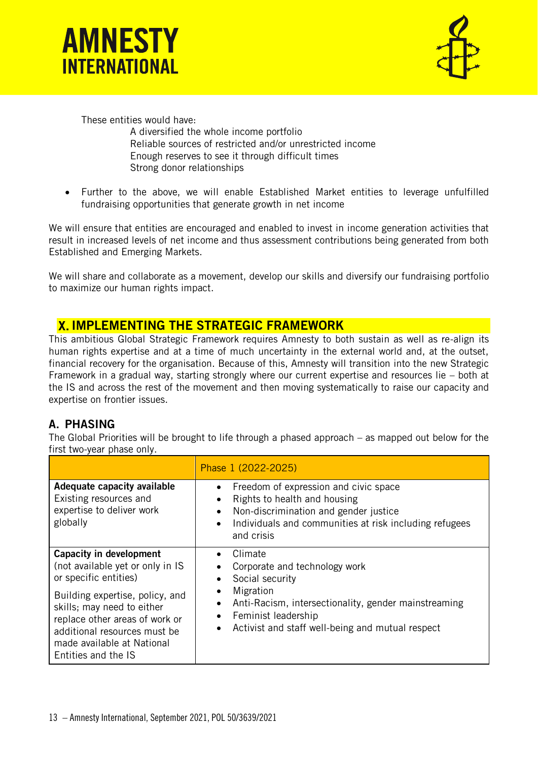These entities would have:

- A diversified the whole income portfolio
- Reliable sources of restricted and/or unrestricted income
- Enough reserves to see it through difficult times
- Strong donor relationships

- Further to the above, we will enable Established Market entities to leverage unfulfilled fundraising opportunities that generate growth in net income

We will ensure that entities are encouraged and enabled to invest in income generation activities that result in increased levels of net income and thus assessment contributions being generated from both Established and Emerging Markets.

We will share and collaborate as a movement, develop our skills and diversify our fundraising portfolio to maximize our human rights impact.

## X. IMPLEMENTING THE STRATEGIC FRAMEWORK

This ambitious Global Strategic Framework requires Amnesty to both sustain as well as re-align its human rights expertise and at a time of much uncertainty in the external world and, at the outset, financial recovery for the organisation. Because of this, Amnesty will transition into the new Strategic Framework in a gradual way, starting strongly where our current expertise and resources lie – both at the IS and across the rest of the movement and then moving systematically to raise our capacity and expertise on frontier issues.

### A. PHASING

The Global Priorities will be brought to life through a phased approach – as mapped out below for the first two-year phase only.

| | Phase 1 (2022-2025) |
|---|---|
| **Adequate capacity available**<br>Existing resources and expertise to deliver work globally | • Freedom of expression and civic space<br>• Rights to health and housing<br>• Non-discrimination and gender justice<br>• Individuals and communities at risk including refugees and crisis |
| **Capacity in development**<br>(not available yet or only in IS or specific entities)<br><br>Building expertise, policy, and skills; may need to either replace other areas of work or additional resources must be made available at National Entities and the IS | • Climate<br>• Corporate and technology work<br>• Social security<br>• Migration<br>• Anti-Racism, intersectionality, gender mainstreaming<br>• Feminist leadership<br>• Activist and staff well-being and mutual respect |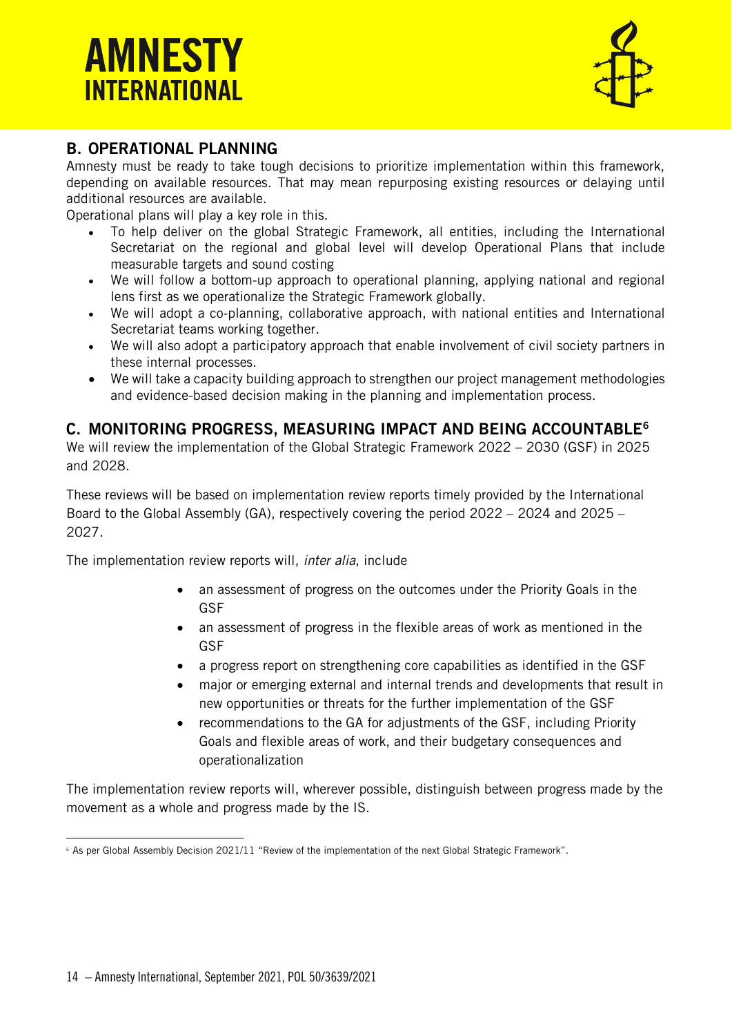## B. OPERATIONAL PLANNING

Amnesty must be ready to take tough decisions to prioritize implementation within this framework, depending on available resources. That may mean repurposing existing resources or delaying until additional resources are available.

Operational plans will play a key role in this.

- To help deliver on the global Strategic Framework, all entities, including the International Secretariat on the regional and global level will develop Operational Plans that include measurable targets and sound costing
- We will follow a bottom-up approach to operational planning, applying national and regional lens first as we operationalize the Strategic Framework globally.
- We will adopt a co-planning, collaborative approach, with national entities and International Secretariat teams working together.
- We will also adopt a participatory approach that enable involvement of civil society partners in these internal processes.
- We will take a capacity building approach to strengthen our project management methodologies and evidence-based decision making in the planning and implementation process.

## C. MONITORING PROGRESS, MEASURING IMPACT AND BEING ACCOUNTABLE[6]

We will review the implementation of the Global Strategic Framework 2022 – 2030 (GSF) in 2025 and 2028.

These reviews will be based on implementation review reports timely provided by the International Board to the Global Assembly (GA), respectively covering the period 2022 – 2024 and 2025 – 2027.

The implementation review reports will, *inter alia*, include

- an assessment of progress on the outcomes under the Priority Goals in the GSF
- an assessment of progress in the flexible areas of work as mentioned in the GSF
- a progress report on strengthening core capabilities as identified in the GSF
- major or emerging external and internal trends and developments that result in new opportunities or threats for the further implementation of the GSF
- recommendations to the GA for adjustments of the GSF, including Priority Goals and flexible areas of work, and their budgetary consequences and operationalization

The implementation review reports will, wherever possible, distinguish between progress made by the movement as a whole and progress made by the IS.

[6] As per Global Assembly Decision 2021/11 "Review of the implementation of the next Global Strategic Framework".